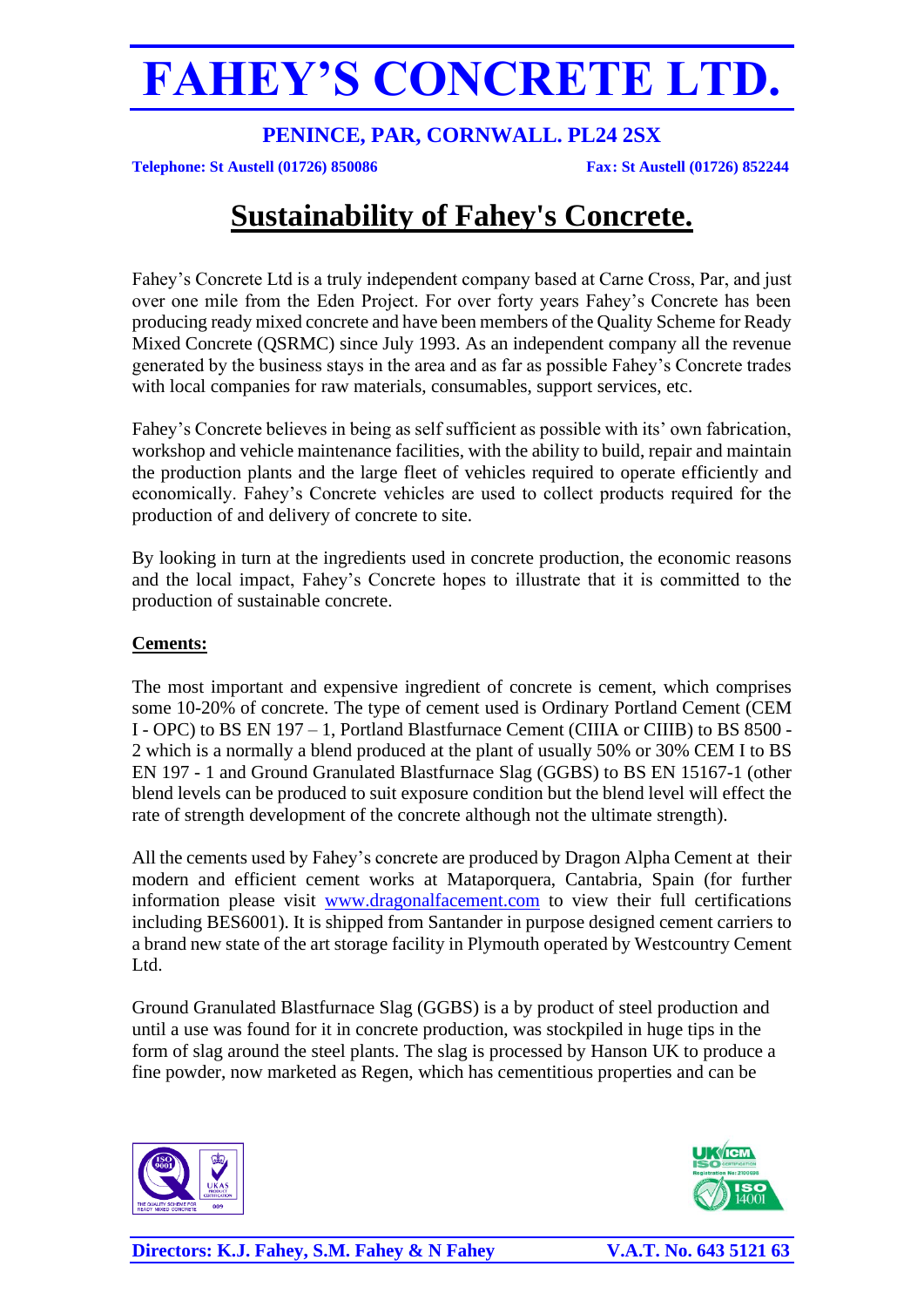# FAHEY'S CONCRETE LTD.

**PENINCE, PAR, CORNWALL. PL24 2SX**

**Telephone: St Austell (01726) 850086** **Fax: St Austell (01726) 852244**

## Sustainability of Fahey's Concrete.

Fahey's Concrete Ltd is a truly independent company based at Carne Cross, Par, and just over one mile from the Eden Project. For over forty years Fahey's Concrete has been producing ready mixed concrete and have been members of the Quality Scheme for Ready Mixed Concrete (QSRMC) since July 1993. As an independent company all the revenue generated by the business stays in the area and as far as possible Fahey's Concrete trades with local companies for raw materials, consumables, support services, etc.

Fahey's Concrete believes in being as self sufficient as possible with its' own fabrication, workshop and vehicle maintenance facilities, with the ability to build, repair and maintain the production plants and the large fleet of vehicles required to operate efficiently and economically. Fahey's Concrete vehicles are used to collect products required for the production of and delivery of concrete to site.

By looking in turn at the ingredients used in concrete production, the economic reasons and the local impact, Fahey's Concrete hopes to illustrate that it is committed to the production of sustainable concrete.

**Cements:**

The most important and expensive ingredient of concrete is cement, which comprises some 10-20% of concrete. The type of cement used is Ordinary Portland Cement (CEM I - OPC) to BS EN 197 – 1, Portland Blastfurnace Cement (CIIIA or CIIIB) to BS 8500 - 2 which is a normally a blend produced at the plant of usually 50% or 30% CEM I to BS EN 197 - 1 and Ground Granulated Blastfurnace Slag (GGBS) to BS EN 15167-1 (other blend levels can be produced to suit exposure condition but the blend level will effect the rate of strength development of the concrete although not the ultimate strength).

All the cements used by Fahey's concrete are produced by Dragon Alpha Cement at their modern and efficient cement works at Mataporquera, Cantabria, Spain (for further information please visit www.dragonalfacement.com to view their full certifications including BES6001). It is shipped from Santander in purpose designed cement carriers to a brand new state of the art storage facility in Plymouth operated by Westcountry Cement Ltd.

Ground Granulated Blastfurnace Slag (GGBS) is a by product of steel production and until a use was found for it in concrete production, was stockpiled in huge tips in the form of slag around the steel plants. The slag is processed by Hanson UK to produce a fine powder, now marketed as Regen, which has cementitious properties and can be

**Directors: K.J. Fahey, S.M. Fahey & N Fahey** **V.A.T. No. 643 5121 63**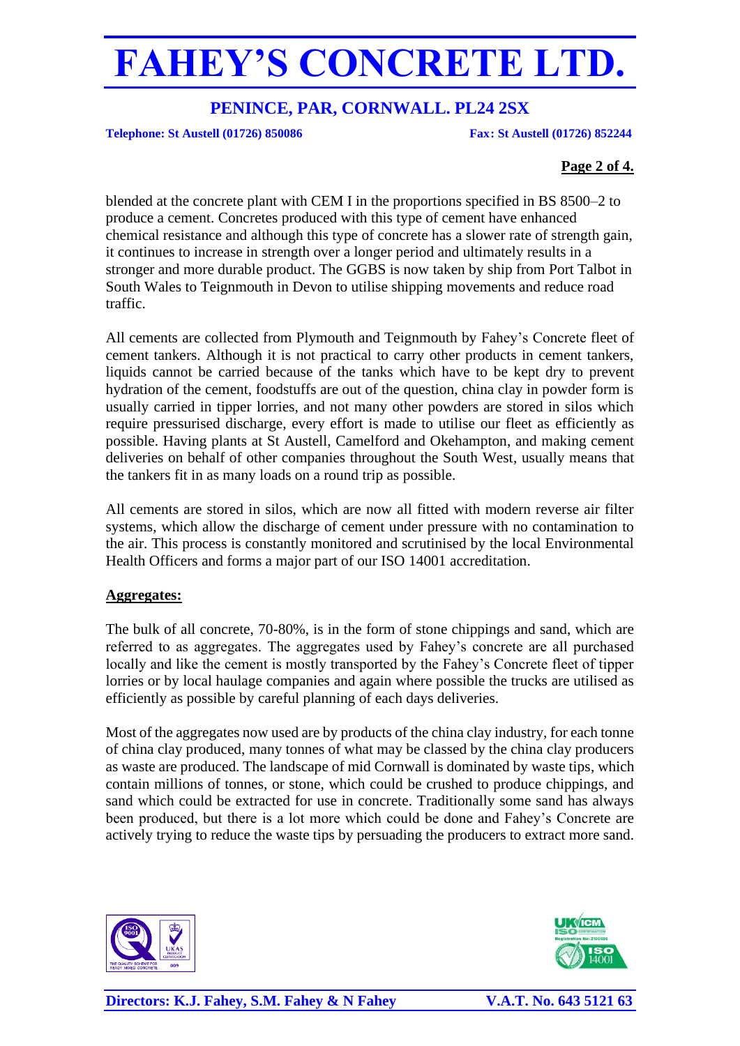blended at the concrete plant with CEM I in the proportions specified in BS 8500–2 to produce a cement. Concretes produced with this type of cement have enhanced chemical resistance and although this type of concrete has a slower rate of strength gain, it continues to increase in strength over a longer period and ultimately results in a stronger and more durable product. The GGBS is now taken by ship from Port Talbot in South Wales to Teignmouth in Devon to utilise shipping movements and reduce road traffic.

All cements are collected from Plymouth and Teignmouth by Fahey's Concrete fleet of cement tankers. Although it is not practical to carry other products in cement tankers, liquids cannot be carried because of the tanks which have to be kept dry to prevent hydration of the cement, foodstuffs are out of the question, china clay in powder form is usually carried in tipper lorries, and not many other powders are stored in silos which require pressurised discharge, every effort is made to utilise our fleet as efficiently as possible. Having plants at St Austell, Camelford and Okehampton, and making cement deliveries on behalf of other companies throughout the South West, usually means that the tankers fit in as many loads on a round trip as possible.

All cements are stored in silos, which are now all fitted with modern reverse air filter systems, which allow the discharge of cement under pressure with no contamination to the air. This process is constantly monitored and scrutinised by the local Environmental Health Officers and forms a major part of our ISO 14001 accreditation.

**Aggregates:**

The bulk of all concrete, 70-80%, is in the form of stone chippings and sand, which are referred to as aggregates. The aggregates used by Fahey's concrete are all purchased locally and like the cement is mostly transported by the Fahey's Concrete fleet of tipper lorries or by local haulage companies and again where possible the trucks are utilised as efficiently as possible by careful planning of each days deliveries.

Most of the aggregates now used are by products of the china clay industry, for each tonne of china clay produced, many tonnes of what may be classed by the china clay producers as waste are produced. The landscape of mid Cornwall is dominated by waste tips, which contain millions of tonnes, or stone, which could be crushed to produce chippings, and sand which could be extracted for use in concrete. Traditionally some sand has always been produced, but there is a lot more which could be done and Fahey's Concrete are actively trying to reduce the waste tips by persuading the producers to extract more sand.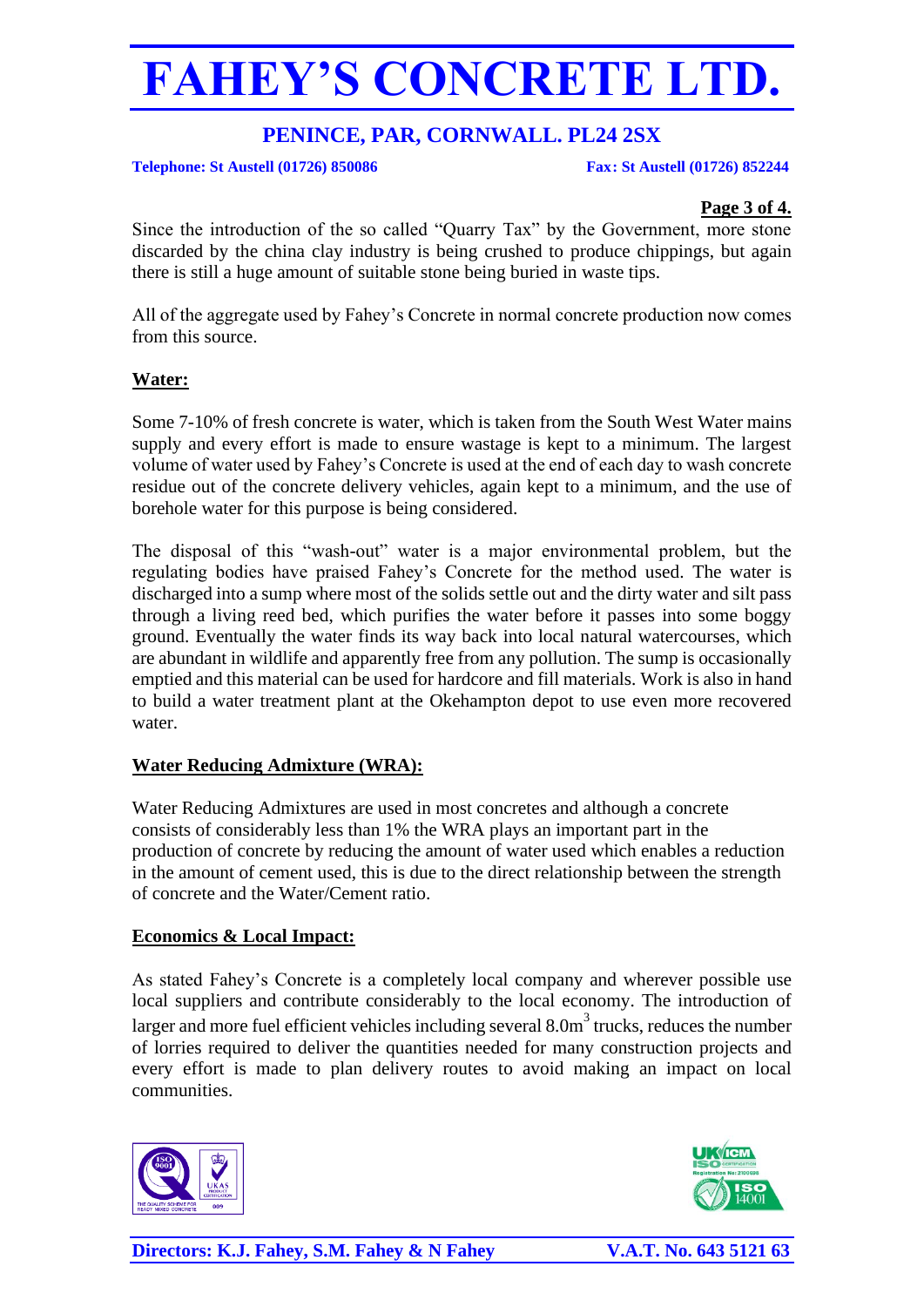Since the introduction of the so called "Quarry Tax" by the Government, more stone discarded by the china clay industry is being crushed to produce chippings, but again there is still a huge amount of suitable stone being buried in waste tips.

All of the aggregate used by Fahey's Concrete in normal concrete production now comes from this source.

## Water:

Some 7-10% of fresh concrete is water, which is taken from the South West Water mains supply and every effort is made to ensure wastage is kept to a minimum. The largest volume of water used by Fahey's Concrete is used at the end of each day to wash concrete residue out of the concrete delivery vehicles, again kept to a minimum, and the use of borehole water for this purpose is being considered.

The disposal of this "wash-out" water is a major environmental problem, but the regulating bodies have praised Fahey's Concrete for the method used. The water is discharged into a sump where most of the solids settle out and the dirty water and silt pass through a living reed bed, which purifies the water before it passes into some boggy ground. Eventually the water finds its way back into local natural watercourses, which are abundant in wildlife and apparently free from any pollution. The sump is occasionally emptied and this material can be used for hardcore and fill materials. Work is also in hand to build a water treatment plant at the Okehampton depot to use even more recovered water.

## Water Reducing Admixture (WRA):

Water Reducing Admixtures are used in most concretes and although a concrete consists of considerably less than 1% the WRA plays an important part in the production of concrete by reducing the amount of water used which enables a reduction in the amount of cement used, this is due to the direct relationship between the strength of concrete and the Water/Cement ratio.

## Economics & Local Impact:

As stated Fahey's Concrete is a completely local company and wherever possible use local suppliers and contribute considerably to the local economy. The introduction of larger and more fuel efficient vehicles including several $8.0m^3$ trucks, reduces the number of lorries required to deliver the quantities needed for many construction projects and every effort is made to plan delivery routes to avoid making an impact on local communities.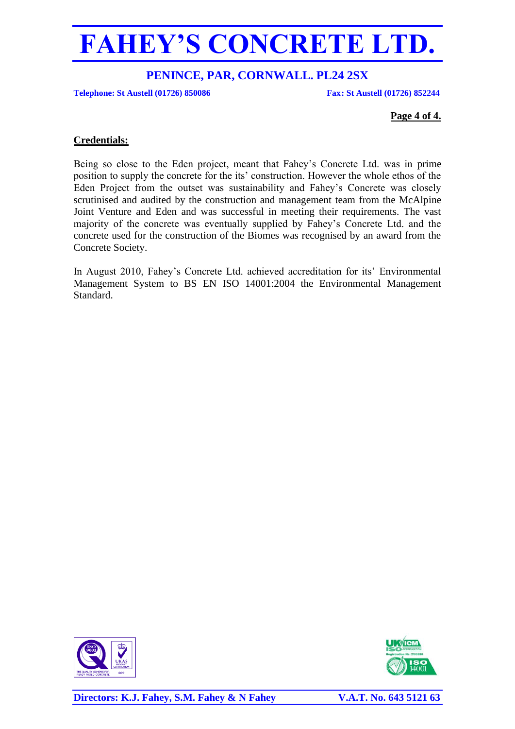**Credentials:**

Being so close to the Eden project, meant that Fahey's Concrete Ltd. was in prime position to supply the concrete for the its' construction. However the whole ethos of the Eden Project from the outset was sustainability and Fahey's Concrete was closely scrutinised and audited by the construction and management team from the McAlpine Joint Venture and Eden and was successful in meeting their requirements. The vast majority of the concrete was eventually supplied by Fahey's Concrete Ltd. and the concrete used for the construction of the Biomes was recognised by an award from the Concrete Society.

In August 2010, Fahey's Concrete Ltd. achieved accreditation for its' Environmental Management System to BS EN ISO 14001:2004 the Environmental Management Standard.